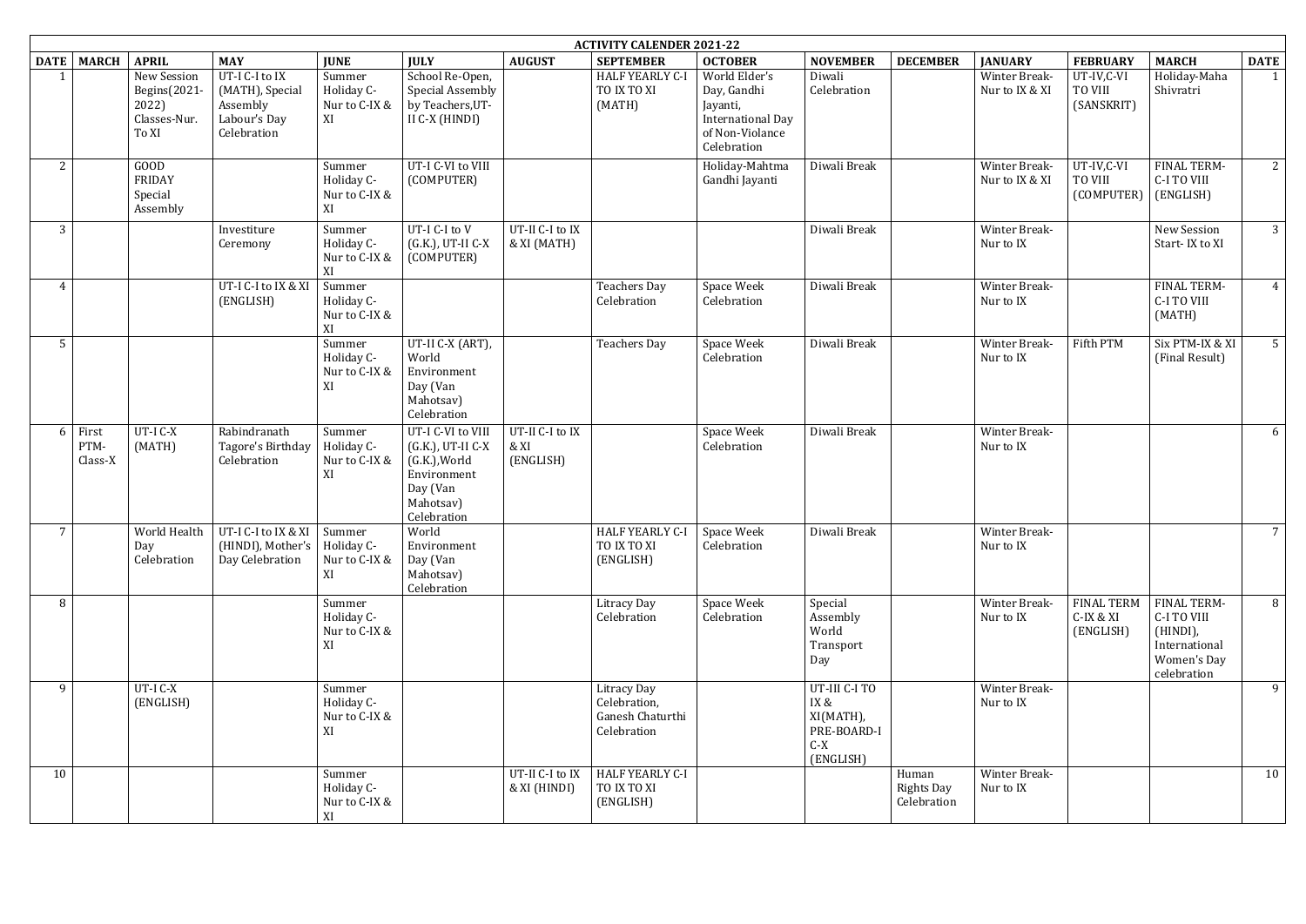# ACTIVITY CALENDER 2021-22

| DATE | MARCH | APRIL | MAY | JUNE | JULY | AUGUST | SEPTEMBER | OCTOBER | NOVEMBER | DECEMBER | JANUARY | FEBRUARY | MARCH | DATE |
|---|---|---|---|---|---|---|---|---|---|---|---|---|---|---|
| 1 | | New Session Begins(2021-2022) Classes-Nur. To XI | UT-I C-I to IX (MATH), Special Assembly Labour's Day Celebration | Summer Holiday C-Nur to C-IX & XI | School Re-Open, Special Assembly by Teachers,UT-II C-X (HINDI) | | HALF YEARLY C-I TO IX TO XI (MATH) | World Elder's Day, Gandhi Jayanti, International Day of Non-Violance Celebration | Diwali Celebration | | Winter Break-Nur to IX & XI | UT-IV,C-VI TO VIII (SANSKRIT) | Holiday-Maha Shivratri | 1 |
| 2 | | GOOD FRIDAY Special Assembly | | Summer Holiday C-Nur to C-IX & XI | UT-I C-VI to VIII (COMPUTER) | | | Holiday-Mahtma Gandhi Jayanti | Diwali Break | | Winter Break-Nur to IX & XI | UT-IV,C-VI TO VIII (COMPUTER) | FINAL TERM-C-I TO VIII (ENGLISH) | 2 |
| 3 | | | Investiture Ceremony | Summer Holiday C-Nur to C-IX & XI | UT-I C-I to V (G.K.), UT-II C-X (COMPUTER) | UT-II C-I to IX & XI (MATH) | | | Diwali Break | | Winter Break-Nur to IX | | New Session Start- IX to XI | 3 |
| 4 | | | UT-I C-I to IX & XI (ENGLISH) | Summer Holiday C-Nur to C-IX & XI | | | Teachers Day Celebration | Space Week Celebration | Diwali Break | | Winter Break-Nur to IX | | FINAL TERM-C-I TO VIII (MATH) | 4 |
| 5 | | | | Summer Holiday C-Nur to C-IX & XI | UT-II C-X (ART), World Environment Day (Van Mahotsav) Celebration | | Teachers Day | Space Week Celebration | Diwali Break | | Winter Break-Nur to IX | Fifth PTM | Six PTM-IX & XI (Final Result) | 5 |
| 6 | First PTM-Class-X | UT-I C-X (MATH) | Rabindranath Tagore's Birthday Celebration | Summer Holiday C-Nur to C-IX & XI | UT-I C-VI to VIII (G.K.), UT-II C-X (G.K.),World Environment Day (Van Mahotsav) Celebration | UT-II C-I to IX & XI (ENGLISH) | | Space Week Celebration | Diwali Break | | Winter Break-Nur to IX | | | 6 |
| 7 | | World Health Day Celebration | UT-I C-I to IX & XI (HINDI), Mother's Day Celebration | Summer Holiday C-Nur to C-IX & XI | World Environment Day (Van Mahotsav) Celebration | | HALF YEARLY C-I TO IX TO XI (ENGLISH) | Space Week Celebration | Diwali Break | | Winter Break-Nur to IX | | | 7 |
| 8 | | | | Summer Holiday C-Nur to C-IX & XI | | | Litracy Day Celebration | Space Week Celebration | Special Assembly World Transport Day | | Winter Break-Nur to IX | FINAL TERM C-IX & XI (ENGLISH) | FINAL TERM-C-I TO VIII (HINDI), International Women's Day celebration | 8 |
| 9 | | UT-I C-X (ENGLISH) | | Summer Holiday C-Nur to C-IX & XI | | | Litracy Day Celebration, Ganesh Chaturthi Celebration | | UT-III C-I TO IX & XI(MATH), PRE-BOARD-I C-X (ENGLISH) | | Winter Break-Nur to IX | | | 9 |
| 10 | | | | Summer Holiday C-Nur to C-IX & XI | | UT-II C-I to IX & XI (HINDI) | HALF YEARLY C-I TO IX TO XI (ENGLISH) | | | Human Rights Day Celebration | Winter Break-Nur to IX | | | 10 |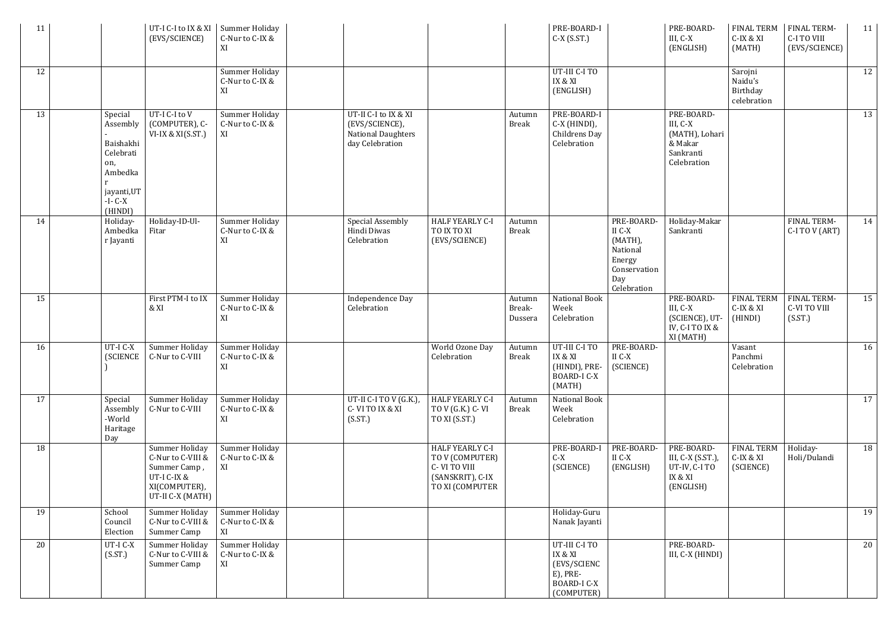| | | | | | | | | | | | | | | |
|---|---|---|---|---|---|---|---|---|---|---|---|---|---|---|
| 11 | | | UT-I C-I to IX & XI (EVS/SCIENCE) | Summer Holiday C-Nur to C-IX & XI | | | | | PRE-BOARD-I C-X (S.ST.) | | PRE-BOARD-III, C-X (ENGLISH) | FINAL TERM C-IX & XI (MATH) | FINAL TERM-C-I TO VIII (EVS/SCIENCE) | 11 |
| 12 | | | | Summer Holiday C-Nur to C-IX & XI | | | | | UT-III C-I TO IX & XI (ENGLISH) | | | Sarojni Naidu's Birthday celebration | | 12 |
| 13 | | Special Assembly - Baishakhi Celebration, Ambedkar jayanti,UT-I- C-X (HINDI) | UT-I C-I to V (COMPUTER), C-VI-IX & XI(S.ST.) | Summer Holiday C-Nur to C-IX & XI | | UT-II C-I to IX & XI (EVS/SCIENCE), National Daughters day Celebration | | Autumn Break | PRE-BOARD-I C-X (HINDI), Childrens Day Celebration | | PRE-BOARD-III, C-X (MATH), Lohari & Makar Sankranti Celebration | | | 13 |
| 14 | | Holiday-Ambedkar Jayanti | Holiday-ID-Ul-Fitar | Summer Holiday C-Nur to C-IX & XI | | Special Assembly Hindi Diwas Celebration | HALF YEARLY C-I TO IX TO XI (EVS/SCIENCE) | Autumn Break | | PRE-BOARD-II C-X (MATH), National Energy Conservation Day Celebration | Holiday-Makar Sankranti | | FINAL TERM-C-I TO V (ART) | 14 |
| 15 | | | First PTM-I to IX & XI | Summer Holiday C-Nur to C-IX & XI | | Independence Day Celebration | | Autumn Break-Dussera | National Book Week Celebration | | PRE-BOARD-III, C-X (SCIENCE), UT-IV, C-I TO IX & XI (MATH) | FINAL TERM C-IX & XI (HINDI) | FINAL TERM-C-VI TO VIII (S.ST.) | 15 |
| 16 | | UT-I C-X (SCIENCE) | Summer Holiday C-Nur to C-VIII | Summer Holiday C-Nur to C-IX & XI | | | World Ozone Day Celebration | Autumn Break | UT-III C-I TO IX & XI (HINDI), PRE-BOARD-I C-X (MATH) | PRE-BOARD-II C-X (SCIENCE) | | Vasant Panchmi Celebration | | 16 |
| 17 | | Special Assembly -World Haritage Day | Summer Holiday C-Nur to C-VIII | Summer Holiday C-Nur to C-IX & XI | | UT-II C-I TO V (G.K.), C- VI TO IX & XI (S.ST.) | HALF YEARLY C-I TO V (G.K.) C- VI TO XI (S.ST.) | Autumn Break | National Book Week Celebration | | | | | 17 |
| 18 | | | Summer Holiday C-Nur to C-VIII & Summer Camp , UT-I C-IX & XI(COMPUTER), UT-II C-X (MATH) | Summer Holiday C-Nur to C-IX & XI | | | HALF YEARLY C-I TO V (COMPUTER) C- VI TO VIII (SANSKRIT), C-IX TO XI (COMPUTER | | PRE-BOARD-I C-X (SCIENCE) | PRE-BOARD-II C-X (ENGLISH) | PRE-BOARD-III, C-X (S.ST.), UT-IV, C-I TO IX & XI (ENGLISH) | FINAL TERM C-IX & XI (SCIENCE) | Holiday-Holi/Dulandi | 18 |
| 19 | | School Council Election | Summer Holiday C-Nur to C-VIII & Summer Camp | Summer Holiday C-Nur to C-IX & XI | | | | | Holiday-Guru Nanak Jayanti | | | | | 19 |
| 20 | | UT-I C-X (S.ST.) | Summer Holiday C-Nur to C-VIII & Summer Camp | Summer Holiday C-Nur to C-IX & XI | | | | | UT-III C-I TO IX & XI (EVS/SCIENCE), PRE-BOARD-I C-X (COMPUTER) | | PRE-BOARD-III, C-X (HINDI) | | | 20 |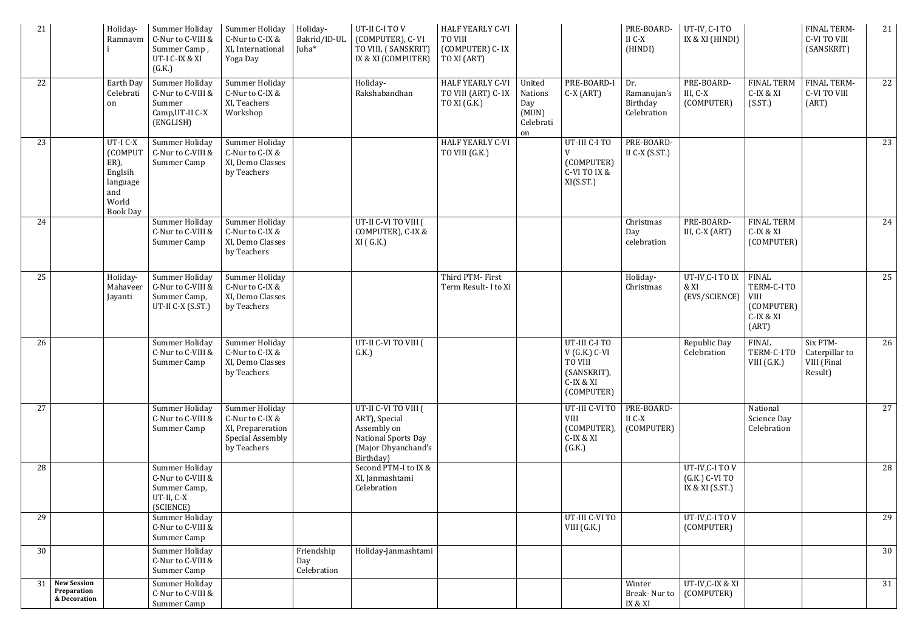| | | | | | | | | | | | | | | |
|---|---|---|---|---|---|---|---|---|---|---|---|---|---|---|
| 21 | | Holiday-Ramnavmi | Summer Holiday C-Nur to C-VIII & Summer Camp , UT-I C-IX & XI (G.K.) | Summer Holiday C-Nur to C-IX & XI, International Yoga Day | Holiday-Bakrid/ID-UL Juha* | UT-II C-I TO V (COMPUTER), C- VI TO VIII, ( SANSKRIT) IX & XI (COMPUTER) | HALF YEARLY C-VI TO VIII (COMPUTER) C- IX TO XI (ART) | | | PRE-BOARD-II C-X (HINDI) | UT-IV, C-I TO IX & XI (HINDI) | | FINAL TERM- C-VI TO VIII (SANSKRIT) | 21 |
| 22 | | Earth Day Celebration | Summer Holiday C-Nur to C-VIII & Summer Camp,UT-II C-X (ENGLISH) | Summer Holiday C-Nur to C-IX & XI, Teachers Workshop | | Holiday-Rakshabandhan | HALF YEARLY C-VI TO VIII (ART) C- IX TO XI (G.K.) | United Nations Day (MUN) Celebration | PRE-BOARD-I C-X (ART) | Dr. Ramanujan's Birthday Celebration | PRE-BOARD-III, C-X (COMPUTER) | FINAL TERM C-IX & XI (S.ST.) | FINAL TERM- C-VI TO VIII (ART) | 22 |
| 23 | | UT-I C-X (COMPUTER), Englsih language and World Book Day | Summer Holiday C-Nur to C-VIII & Summer Camp | Summer Holiday C-Nur to C-IX & XI, Demo Classes by Teachers | | | HALF YEARLY C-VI TO VIII (G.K.) | | UT-III C-I TO V (COMPUTER) C-VI TO IX & XI(S.ST.) | PRE-BOARD-II C-X (S.ST.) | | | | 23 |
| 24 | | | Summer Holiday C-Nur to C-VIII & Summer Camp | Summer Holiday C-Nur to C-IX & XI, Demo Classes by Teachers | | UT-II C-VI TO VIII ( COMPUTER), C-IX & XI ( G.K.) | | | | Christmas Day celebration | PRE-BOARD-III, C-X (ART) | FINAL TERM C-IX & XI (COMPUTER) | | 24 |
| 25 | | Holiday-Mahaveer Jayanti | Summer Holiday C-Nur to C-VIII & Summer Camp, UT-II C-X (S.ST.) | Summer Holiday C-Nur to C-IX & XI, Demo Classes by Teachers | | | Third PTM- First Term Result- I to Xi | | | Holiday-Christmas | UT-IV,C-I TO IX & XI (EVS/SCIENCE) | FINAL TERM-C-I TO VIII (COMPUTER) C-IX & XI (ART) | | 25 |
| 26 | | | Summer Holiday C-Nur to C-VIII & Summer Camp | Summer Holiday C-Nur to C-IX & XI, Demo Classes by Teachers | | UT-II C-VI TO VIII ( G.K.) | | | UT-III C-I TO V (G.K.) C-VI TO VIII (SANSKRIT), C-IX & XI (COMPUTER) | | Republic Day Celebration | FINAL TERM-C-I TO VIII (G.K.) | Six PTM- Caterpillar to VIII (Final Result) | 26 |
| 27 | | | Summer Holiday C-Nur to C-VIII & Summer Camp | Summer Holiday C-Nur to C-IX & XI, Prepereration Special Assembly by Teachers | | UT-II C-VI TO VIII ( ART), Special Assembly on National Sports Day (Major Dhyanchand's Birthday) | | | UT-III C-VI TO VIII (COMPUTER), C-IX & XI (G.K.) | PRE-BOARD-II C-X (COMPUTER) | | National Science Day Celebration | | 27 |
| 28 | | | Summer Holiday C-Nur to C-VIII & Summer Camp, UT-II, C-X (SCIENCE) | | | Second PTM-I to IX & XI, Janmashtami Celebration | | | | | UT-IV,C-I TO V (G.K.) C-VI TO IX & XI (S.ST.) | | | 28 |
| 29 | | | Summer Holiday C-Nur to C-VIII & Summer Camp | | | | | | UT-III C-VI TO VIII (G.K.) | | UT-IV,C-I TO V (COMPUTER) | | | 29 |
| 30 | | | Summer Holiday C-Nur to C-VIII & Summer Camp | | Friendship Day Celebration | Holiday-Janmashtami | | | | | | | | 30 |
| 31 | **New Session Preparation & Decoration** | | Summer Holiday C-Nur to C-VIII & Summer Camp | | | | | | | Winter Break- Nur to IX & XI | UT-IV,C-IX & XI (COMPUTER) | | | 31 |